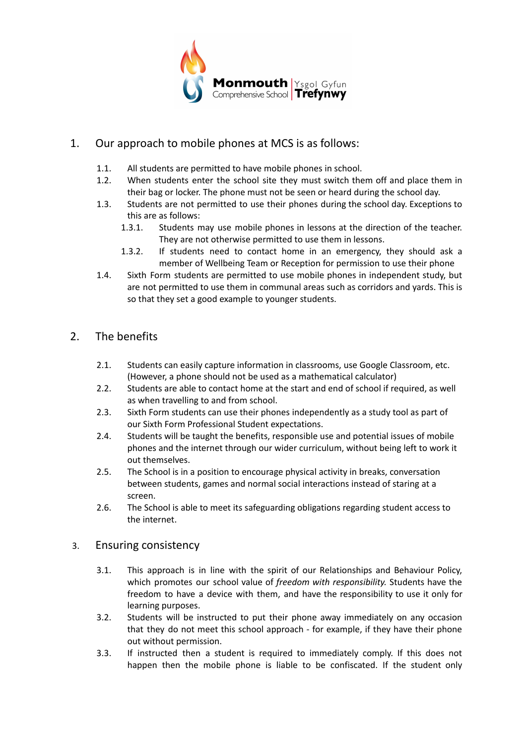Monmouth Comprehensive School | Ysgol Gyfun Trefynwy

## 1. Our approach to mobile phones at MCS is as follows:

1.1. All students are permitted to have mobile phones in school.

1.2. When students enter the school site they must switch them off and place them in their bag or locker. The phone must not be seen or heard during the school day.

1.3. Students are not permitted to use their phones during the school day. Exceptions to this are as follows:

- 1.3.1. Students may use mobile phones in lessons at the direction of the teacher. They are not otherwise permitted to use them in lessons.
- 1.3.2. If students need to contact home in an emergency, they should ask a member of Wellbeing Team or Reception for permission to use their phone

1.4. Sixth Form students are permitted to use mobile phones in independent study, but are not permitted to use them in communal areas such as corridors and yards. This is so that they set a good example to younger students.

## 2. The benefits

2.1. Students can easily capture information in classrooms, use Google Classroom, etc. (However, a phone should not be used as a mathematical calculator)

2.2. Students are able to contact home at the start and end of school if required, as well as when travelling to and from school.

2.3. Sixth Form students can use their phones independently as a study tool as part of our Sixth Form Professional Student expectations.

2.4. Students will be taught the benefits, responsible use and potential issues of mobile phones and the internet through our wider curriculum, without being left to work it out themselves.

2.5. The School is in a position to encourage physical activity in breaks, conversation between students, games and normal social interactions instead of staring at a screen.

2.6. The School is able to meet its safeguarding obligations regarding student access to the internet.

## 3. Ensuring consistency

3.1. This approach is in line with the spirit of our Relationships and Behaviour Policy, which promotes our school value of *freedom with responsibility.* Students have the freedom to have a device with them, and have the responsibility to use it only for learning purposes.

3.2. Students will be instructed to put their phone away immediately on any occasion that they do not meet this school approach - for example, if they have their phone out without permission.

3.3. If instructed then a student is required to immediately comply. If this does not happen then the mobile phone is liable to be confiscated. If the student only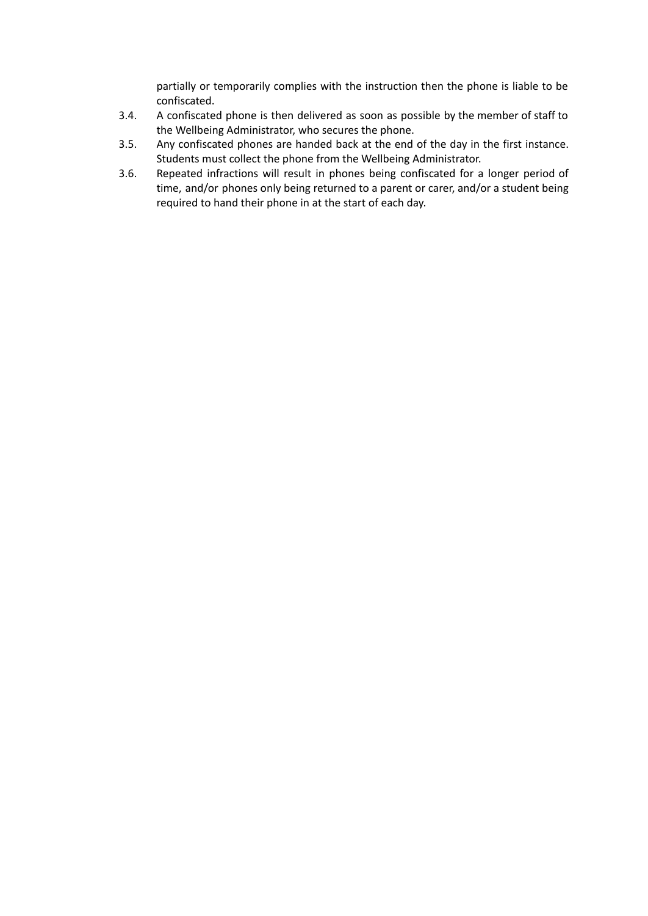partially or temporarily complies with the instruction then the phone is liable to be confiscated.

3.4. A confiscated phone is then delivered as soon as possible by the member of staff to the Wellbeing Administrator, who secures the phone.

3.5. Any confiscated phones are handed back at the end of the day in the first instance. Students must collect the phone from the Wellbeing Administrator.

3.6. Repeated infractions will result in phones being confiscated for a longer period of time, and/or phones only being returned to a parent or carer, and/or a student being required to hand their phone in at the start of each day.